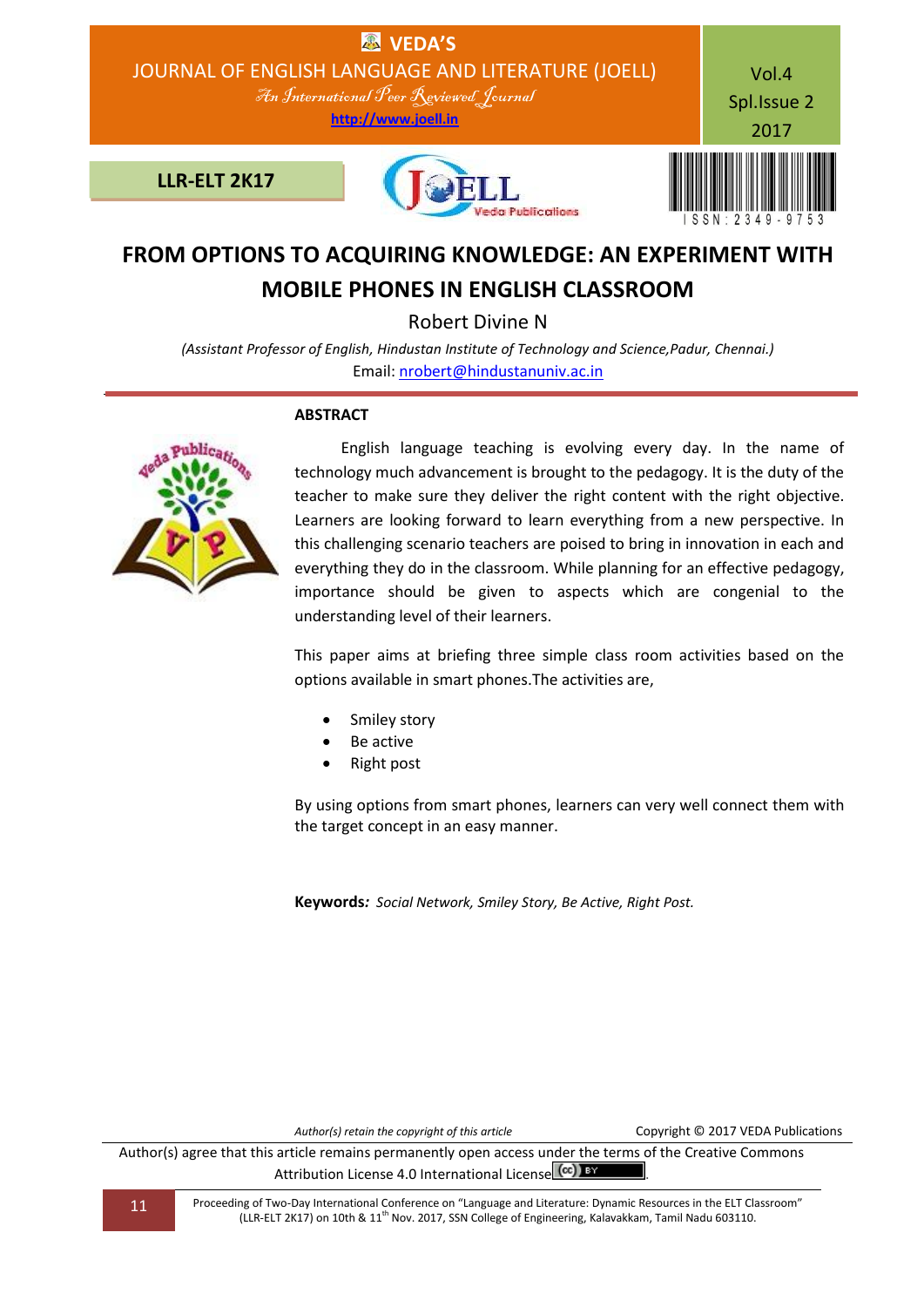# FROM OPTIONS TO ACQUIRING KNOWLEDGE: AN EXPERIMENT WITH MOBILE PHONES IN ENGLISH CLASSROOM

Robert Divine N

*(Assistant Professor of English, Hindustan Institute of Technology and Science,Padur, Chennai.)*

Email: nrobert@hindustanuniv.ac.in

## ABSTRACT

English language teaching is evolving every day. In the name of technology much advancement is brought to the pedagogy. It is the duty of the teacher to make sure they deliver the right content with the right objective. Learners are looking forward to learn everything from a new perspective. In this challenging scenario teachers are poised to bring in innovation in each and everything they do in the classroom. While planning for an effective pedagogy, importance should be given to aspects which are congenial to the understanding level of their learners.

This paper aims at briefing three simple class room activities based on the options available in smart phones.The activities are,

- Smiley story
- Be active
- Right post

By using options from smart phones, learners can very well connect them with the target concept in an easy manner.

**Keywords***:* *Social Network, Smiley Story, Be Active, Right Post.*

*Author(s) retain the copyright of this article* Copyright © 2017 VEDA Publications

Author(s) agree that this article remains permanently open access under the terms of the Creative Commons Attribution License 4.0 International License.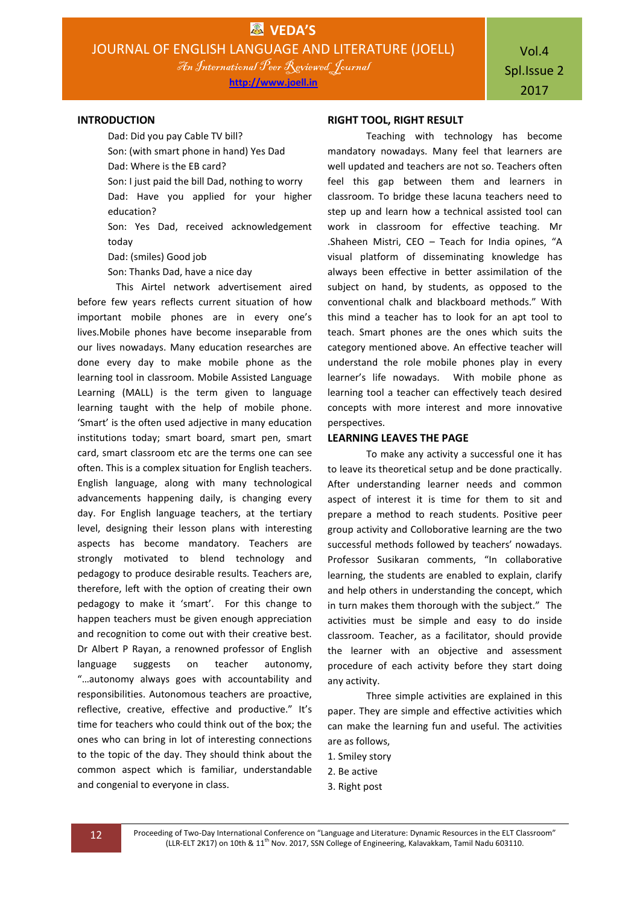## INTRODUCTION

Dad: Did you pay Cable TV bill?

Son: (with smart phone in hand) Yes Dad

Dad: Where is the EB card?

Son: I just paid the bill Dad, nothing to worry

Dad: Have you applied for your higher education?

Son: Yes Dad, received acknowledgement today

Dad: (smiles) Good job

Son: Thanks Dad, have a nice day

This Airtel network advertisement aired before few years reflects current situation of how important mobile phones are in every one's lives.Mobile phones have become inseparable from our lives nowadays. Many education researches are done every day to make mobile phone as the learning tool in classroom. Mobile Assisted Language Learning (MALL) is the term given to language learning taught with the help of mobile phone. 'Smart' is the often used adjective in many education institutions today; smart board, smart pen, smart card, smart classroom etc are the terms one can see often. This is a complex situation for English teachers. English language, along with many technological advancements happening daily, is changing every day. For English language teachers, at the tertiary level, designing their lesson plans with interesting aspects has become mandatory. Teachers are strongly motivated to blend technology and pedagogy to produce desirable results. Teachers are, therefore, left with the option of creating their own pedagogy to make it 'smart'. For this change to happen teachers must be given enough appreciation and recognition to come out with their creative best. Dr Albert P Rayan, a renowned professor of English language suggests on teacher autonomy, "…autonomy always goes with accountability and responsibilities. Autonomous teachers are proactive, reflective, creative, effective and productive." It's time for teachers who could think out of the box; the ones who can bring in lot of interesting connections to the topic of the day. They should think about the common aspect which is familiar, understandable and congenial to everyone in class.

## RIGHT TOOL, RIGHT RESULT

Teaching with technology has become mandatory nowadays. Many feel that learners are well updated and teachers are not so. Teachers often feel this gap between them and learners in classroom. To bridge these lacuna teachers need to step up and learn how a technical assisted tool can work in classroom for effective teaching. Mr .Shaheen Mistri, CEO – Teach for India opines, "A visual platform of disseminating knowledge has always been effective in better assimilation of the subject on hand, by students, as opposed to the conventional chalk and blackboard methods." With this mind a teacher has to look for an apt tool to teach. Smart phones are the ones which suits the category mentioned above. An effective teacher will understand the role mobile phones play in every learner's life nowadays. With mobile phone as learning tool a teacher can effectively teach desired concepts with more interest and more innovative perspectives.

## LEARNING LEAVES THE PAGE

To make any activity a successful one it has to leave its theoretical setup and be done practically. After understanding learner needs and common aspect of interest it is time for them to sit and prepare a method to reach students. Positive peer group activity and Colloborative learning are the two successful methods followed by teachers' nowadays. Professor Susikaran comments, "In collaborative learning, the students are enabled to explain, clarify and help others in understanding the concept, which in turn makes them thorough with the subject." The activities must be simple and easy to do inside classroom. Teacher, as a facilitator, should provide the learner with an objective and assessment procedure of each activity before they start doing any activity.

Three simple activities are explained in this paper. They are simple and effective activities which can make the learning fun and useful. The activities are as follows,

1. Smiley story
2. Be active
3. Right post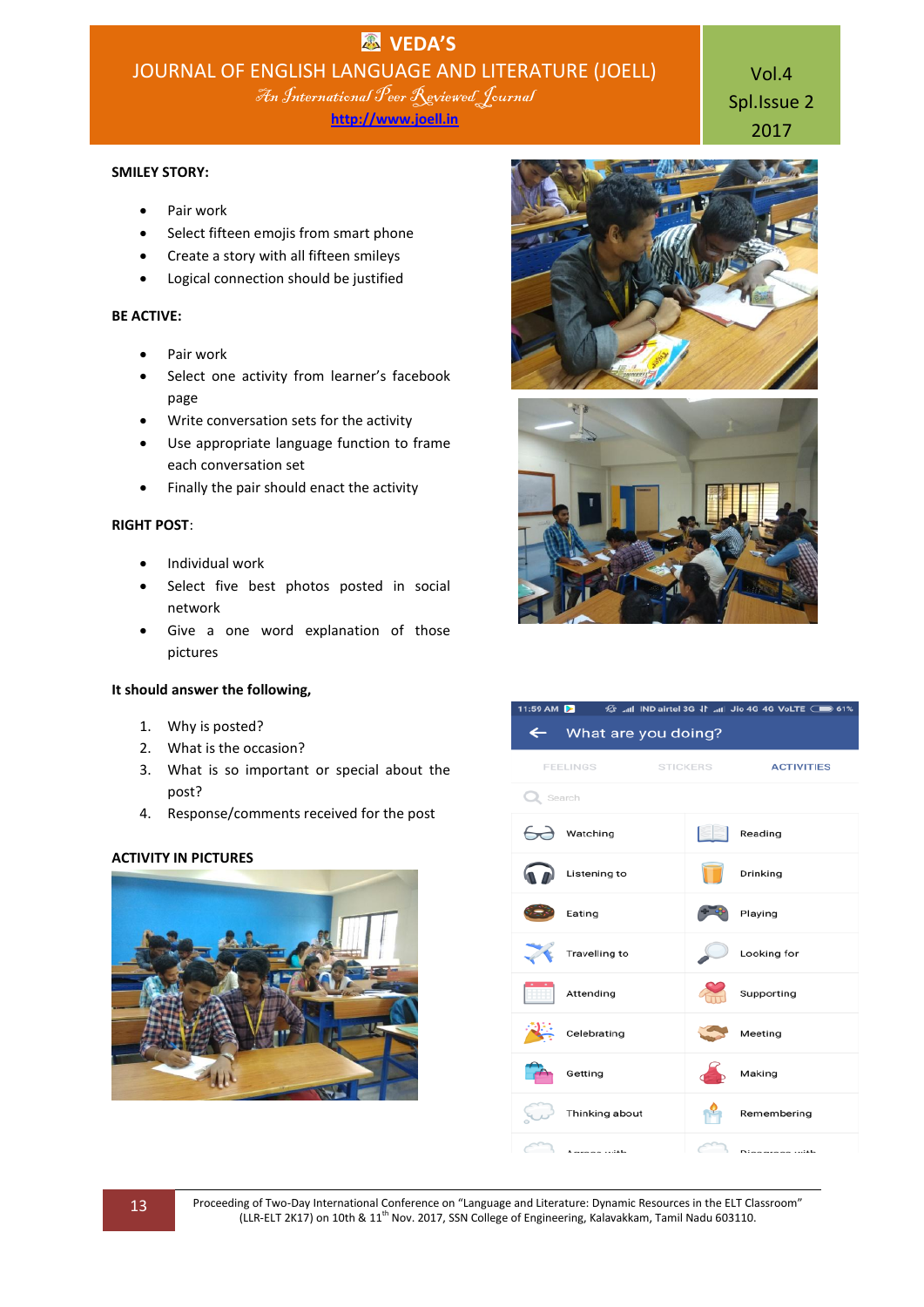**SMILEY STORY:**

- Pair work
- Select fifteen emojis from smart phone
- Create a story with all fifteen smileys
- Logical connection should be justified

**BE ACTIVE:**

- Pair work
- Select one activity from learner's facebook page
- Write conversation sets for the activity
- Use appropriate language function to frame each conversation set
- Finally the pair should enact the activity

**RIGHT POST**:

- Individual work
- Select five best photos posted in social network
- Give a one word explanation of those pictures

**It should answer the following,**

1. Why is posted?
2. What is the occasion?
3. What is so important or special about the post?
4. Response/comments received for the post

**ACTIVITY IN PICTURES**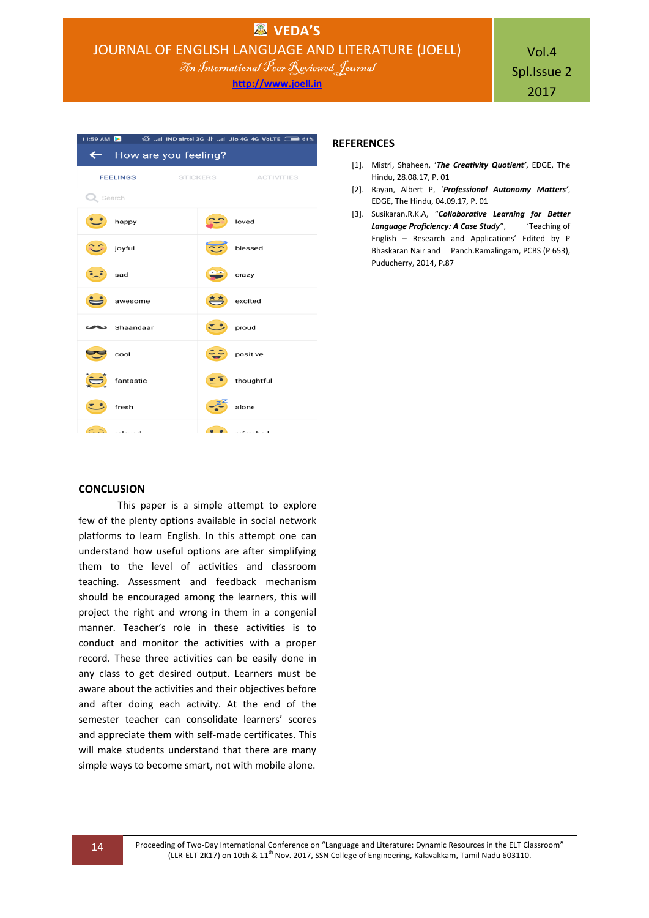11:59 AM IND airtel 3G Jio 4G 4G VoLTE 61%

How are you feeling?

FEELINGS STICKERS ACTIVITIES

Search

happy
loved
joyful
blessed
sad
crazy
awesome
excited
Shaandaar
proud
cool
positive
fantastic
thoughtful
fresh
alone

## CONCLUSION

This paper is a simple attempt to explore few of the plenty options available in social network platforms to learn English. In this attempt one can understand how useful options are after simplifying them to the level of activities and classroom teaching. Assessment and feedback mechanism should be encouraged among the learners, this will project the right and wrong in them in a congenial manner. Teacher's role in these activities is to conduct and monitor the activities with a proper record. These three activities can be easily done in any class to get desired output. Learners must be aware about the activities and their objectives before and after doing each activity. At the end of the semester teacher can consolidate learners' scores and appreciate them with self-made certificates. This will make students understand that there are many simple ways to become smart, not with mobile alone.

## REFERENCES

[1]. Mistri, Shaheen, '***The Creativity Quotient'***, EDGE, The Hindu, 28.08.17, P. 01

[2]. Rayan, Albert P, '***Professional Autonomy Matters'***, EDGE, The Hindu, 04.09.17, P. 01

[3]. Susikaran.R.K.A, "***Colloborative Learning for Better Language Proficiency: A Case Study***", 'Teaching of English – Research and Applications' Edited by P Bhaskaran Nair and Panch.Ramalingam, PCBS (P 653), Puducherry, 2014, P.87